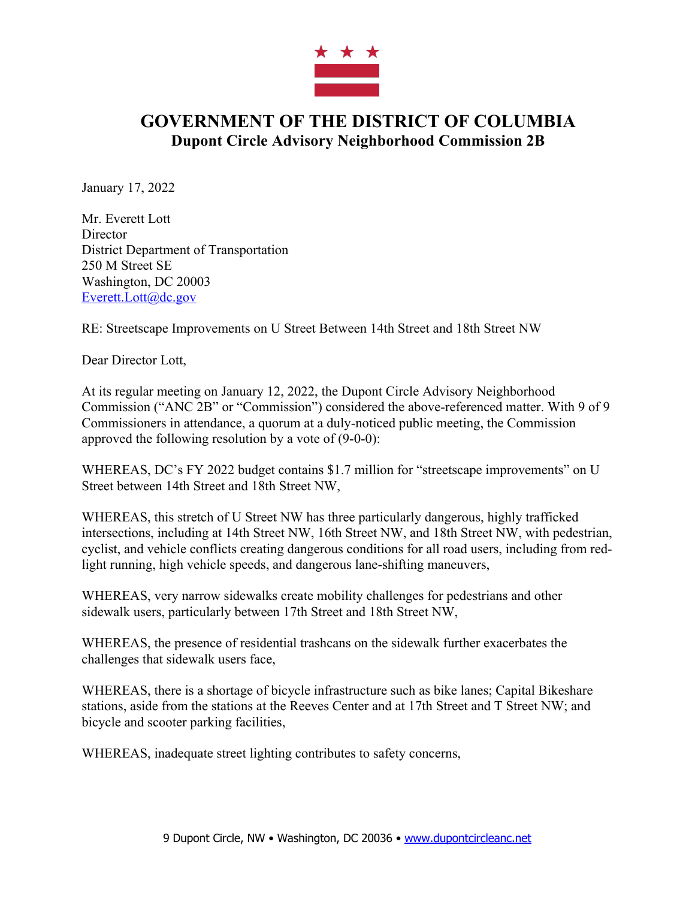# GOVERNMENT OF THE DISTRICT OF COLUMBIA
## Dupont Circle Advisory Neighborhood Commission 2B

January 17, 2022

Mr. Everett Lott
Director
District Department of Transportation
250 M Street SE
Washington, DC 20003
Everett.Lott@dc.gov

RE: Streetscape Improvements on U Street Between 14th Street and 18th Street NW

Dear Director Lott,

At its regular meeting on January 12, 2022, the Dupont Circle Advisory Neighborhood Commission ("ANC 2B" or "Commission") considered the above-referenced matter. With 9 of 9 Commissioners in attendance, a quorum at a duly-noticed public meeting, the Commission approved the following resolution by a vote of (9-0-0):

WHEREAS, DC's FY 2022 budget contains $1.7 million for "streetscape improvements" on U Street between 14th Street and 18th Street NW,

WHEREAS, this stretch of U Street NW has three particularly dangerous, highly trafficked intersections, including at 14th Street NW, 16th Street NW, and 18th Street NW, with pedestrian, cyclist, and vehicle conflicts creating dangerous conditions for all road users, including from red-light running, high vehicle speeds, and dangerous lane-shifting maneuvers,

WHEREAS, very narrow sidewalks create mobility challenges for pedestrians and other sidewalk users, particularly between 17th Street and 18th Street NW,

WHEREAS, the presence of residential trashcans on the sidewalk further exacerbates the challenges that sidewalk users face,

WHEREAS, there is a shortage of bicycle infrastructure such as bike lanes; Capital Bikeshare stations, aside from the stations at the Reeves Center and at 17th Street and T Street NW; and bicycle and scooter parking facilities,

WHEREAS, inadequate street lighting contributes to safety concerns,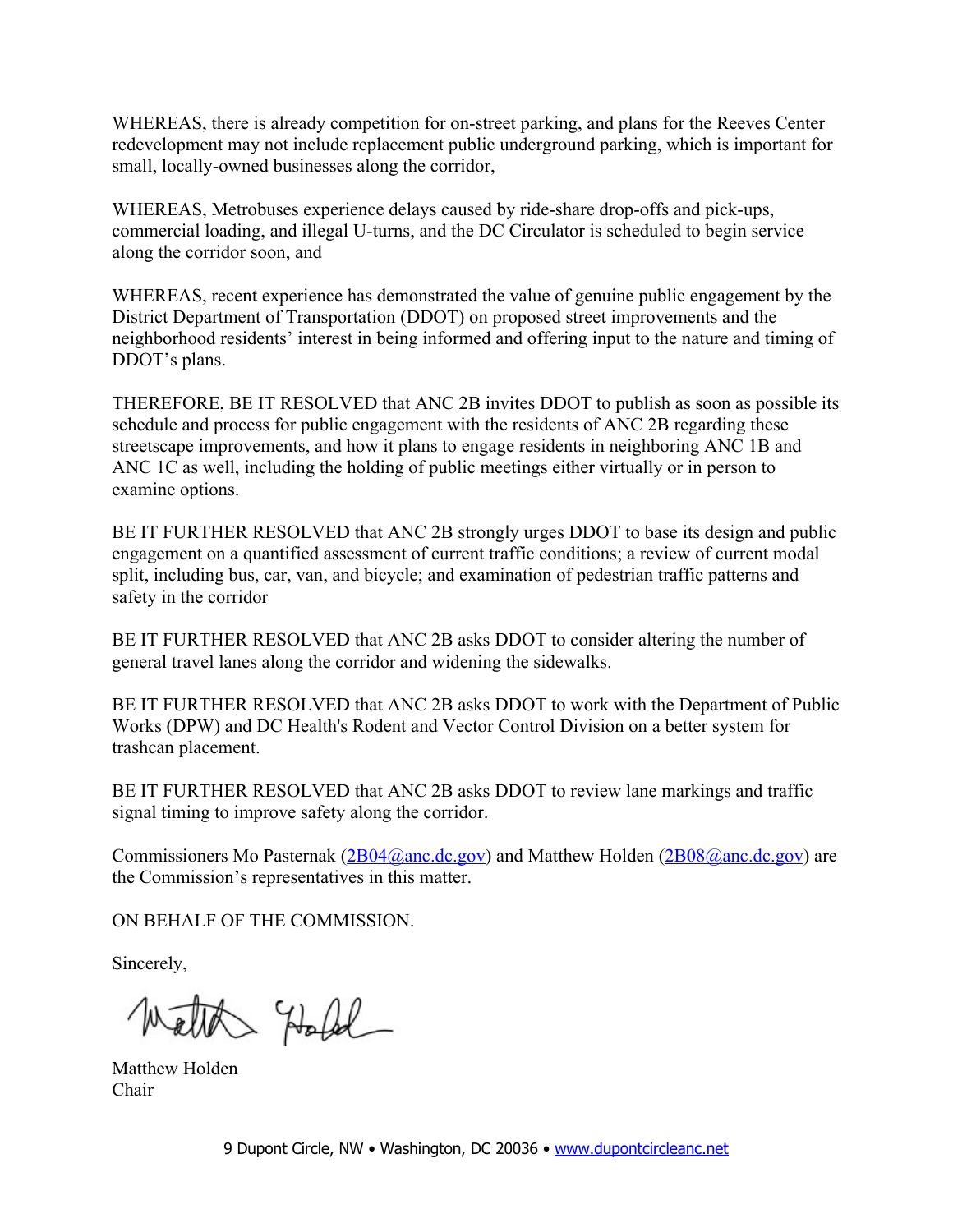WHEREAS, there is already competition for on-street parking, and plans for the Reeves Center redevelopment may not include replacement public underground parking, which is important for small, locally-owned businesses along the corridor,

WHEREAS, Metrobuses experience delays caused by ride-share drop-offs and pick-ups, commercial loading, and illegal U-turns, and the DC Circulator is scheduled to begin service along the corridor soon, and

WHEREAS, recent experience has demonstrated the value of genuine public engagement by the District Department of Transportation (DDOT) on proposed street improvements and the neighborhood residents' interest in being informed and offering input to the nature and timing of DDOT's plans.

THEREFORE, BE IT RESOLVED that ANC 2B invites DDOT to publish as soon as possible its schedule and process for public engagement with the residents of ANC 2B regarding these streetscape improvements, and how it plans to engage residents in neighboring ANC 1B and ANC 1C as well, including the holding of public meetings either virtually or in person to examine options.

BE IT FURTHER RESOLVED that ANC 2B strongly urges DDOT to base its design and public engagement on a quantified assessment of current traffic conditions; a review of current modal split, including bus, car, van, and bicycle; and examination of pedestrian traffic patterns and safety in the corridor

BE IT FURTHER RESOLVED that ANC 2B asks DDOT to consider altering the number of general travel lanes along the corridor and widening the sidewalks.

BE IT FURTHER RESOLVED that ANC 2B asks DDOT to work with the Department of Public Works (DPW) and DC Health's Rodent and Vector Control Division on a better system for trashcan placement.

BE IT FURTHER RESOLVED that ANC 2B asks DDOT to review lane markings and traffic signal timing to improve safety along the corridor.

Commissioners Mo Pasternak (2B04@anc.dc.gov) and Matthew Holden (2B08@anc.dc.gov) are the Commission's representatives in this matter.

ON BEHALF OF THE COMMISSION.

Sincerely,

Matthew Holden
Chair

9 Dupont Circle, NW • Washington, DC 20036 • www.dupontcircleanc.net